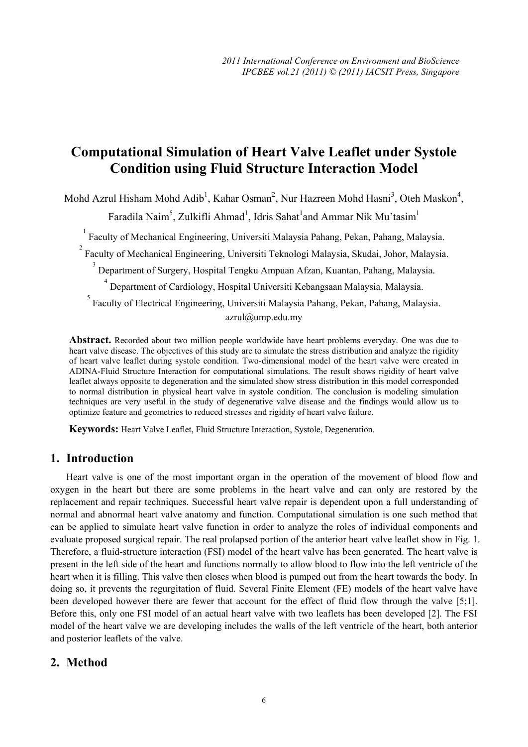# Computational Simulation of Heart Valve Leaflet under Systole Condition using Fluid Structure Interaction Model

Mohd Azrul Hisham Mohd Adib[1], Kahar Osman[2], Nur Hazreen Mohd Hasni[3], Oteh Maskon[4], Faradila Naim[5], Zulkifli Ahmad[1], Idris Sahat[1]and Ammar Nik Mu'tasim[1]

[1] Faculty of Mechanical Engineering, Universiti Malaysia Pahang, Pekan, Pahang, Malaysia.

[2] Faculty of Mechanical Engineering, Universiti Teknologi Malaysia, Skudai, Johor, Malaysia.

[3] Department of Surgery, Hospital Tengku Ampuan Afzan, Kuantan, Pahang, Malaysia.

[4] Department of Cardiology, Hospital Universiti Kebangsaan Malaysia, Malaysia.

[5] Faculty of Electrical Engineering, Universiti Malaysia Pahang, Pekan, Pahang, Malaysia.

azrul@ump.edu.my

**Abstract.** Recorded about two million people worldwide have heart problems everyday. One was due to heart valve disease. The objectives of this study are to simulate the stress distribution and analyze the rigidity of heart valve leaflet during systole condition. Two-dimensional model of the heart valve were created in ADINA-Fluid Structure Interaction for computational simulations. The result shows rigidity of heart valve leaflet always opposite to degeneration and the simulated show stress distribution in this model corresponded to normal distribution in physical heart valve in systole condition. The conclusion is modeling simulation techniques are very useful in the study of degenerative valve disease and the findings would allow us to optimize feature and geometries to reduced stresses and rigidity of heart valve failure.

**Keywords:** Heart Valve Leaflet, Fluid Structure Interaction, Systole, Degeneration.

## 1. Introduction

Heart valve is one of the most important organ in the operation of the movement of blood flow and oxygen in the heart but there are some problems in the heart valve and can only are restored by the replacement and repair techniques. Successful heart valve repair is dependent upon a full understanding of normal and abnormal heart valve anatomy and function. Computational simulation is one such method that can be applied to simulate heart valve function in order to analyze the roles of individual components and evaluate proposed surgical repair. The real prolapsed portion of the anterior heart valve leaflet show in Fig. 1. Therefore, a fluid-structure interaction (FSI) model of the heart valve has been generated. The heart valve is present in the left side of the heart and functions normally to allow blood to flow into the left ventricle of the heart when it is filling. This valve then closes when blood is pumped out from the heart towards the body. In doing so, it prevents the regurgitation of fluid. Several Finite Element (FE) models of the heart valve have been developed however there are fewer that account for the effect of fluid flow through the valve [5;1]. Before this, only one FSI model of an actual heart valve with two leaflets has been developed [2]. The FSI model of the heart valve we are developing includes the walls of the left ventricle of the heart, both anterior and posterior leaflets of the valve.

## 2. Method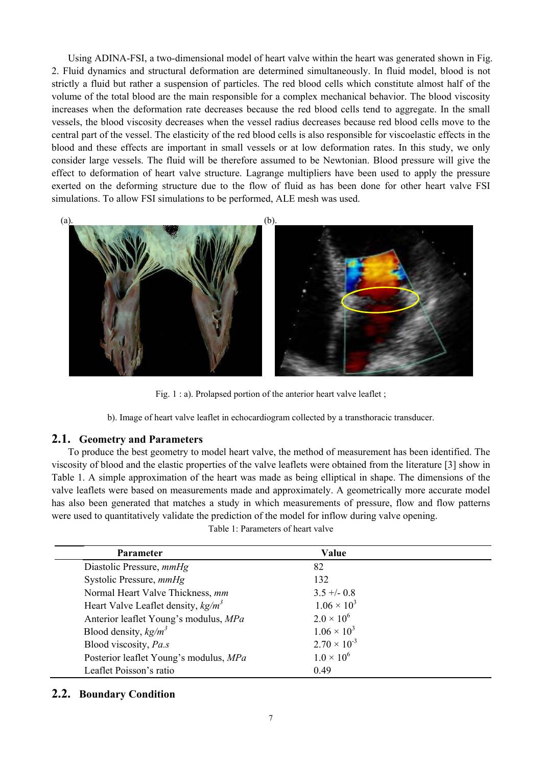Using ADINA-FSI, a two-dimensional model of heart valve within the heart was generated shown in Fig. 2. Fluid dynamics and structural deformation are determined simultaneously. In fluid model, blood is not strictly a fluid but rather a suspension of particles. The red blood cells which constitute almost half of the volume of the total blood are the main responsible for a complex mechanical behavior. The blood viscosity increases when the deformation rate decreases because the red blood cells tend to aggregate. In the small vessels, the blood viscosity decreases when the vessel radius decreases because red blood cells move to the central part of the vessel. The elasticity of the red blood cells is also responsible for viscoelastic effects in the blood and these effects are important in small vessels or at low deformation rates. In this study, we only consider large vessels. The fluid will be therefore assumed to be Newtonian. Blood pressure will give the effect to deformation of heart valve structure. Lagrange multipliers have been used to apply the pressure exerted on the deforming structure due to the flow of fluid as has been done for other heart valve FSI simulations. To allow FSI simulations to be performed, ALE mesh was used.

(a). (b).

Fig. 1 : a). Prolapsed portion of the anterior heart valve leaflet ;

b). Image of heart valve leaflet in echocardiogram collected by a transthoracic transducer.

## 2.1. Geometry and Parameters

To produce the best geometry to model heart valve, the method of measurement has been identified. The viscosity of blood and the elastic properties of the valve leaflets were obtained from the literature [3] show in Table 1. A simple approximation of the heart was made as being elliptical in shape. The dimensions of the valve leaflets were based on measurements made and approximately. A geometrically more accurate model has also been generated that matches a study in which measurements of pressure, flow and flow patterns were used to quantitatively validate the prediction of the model for inflow during valve opening.

Table 1: Parameters of heart valve

| Parameter | Value |
|---|---|
| Diastolic Pressure, *mmHg* | 82 |
| Systolic Pressure, *mmHg* | 132 |
| Normal Heart Valve Thickness, *mm* | 3.5 +/- 0.8 |
| Heart Valve Leaflet density, *kg/m*$^3$ | $1.06 \times 10^3$ |
| Anterior leaflet Young's modulus, *MPa* | $2.0 \times 10^6$ |
| Blood density, *kg/m*$^3$ | $1.06 \times 10^3$ |
| Blood viscosity, *Pa.s* | $2.70 \times 10^{-3}$ |
| Posterior leaflet Young's modulus, *MPa* | $1.0 \times 10^6$ |
| Leaflet Poisson's ratio | 0.49 |

## 2.2. Boundary Condition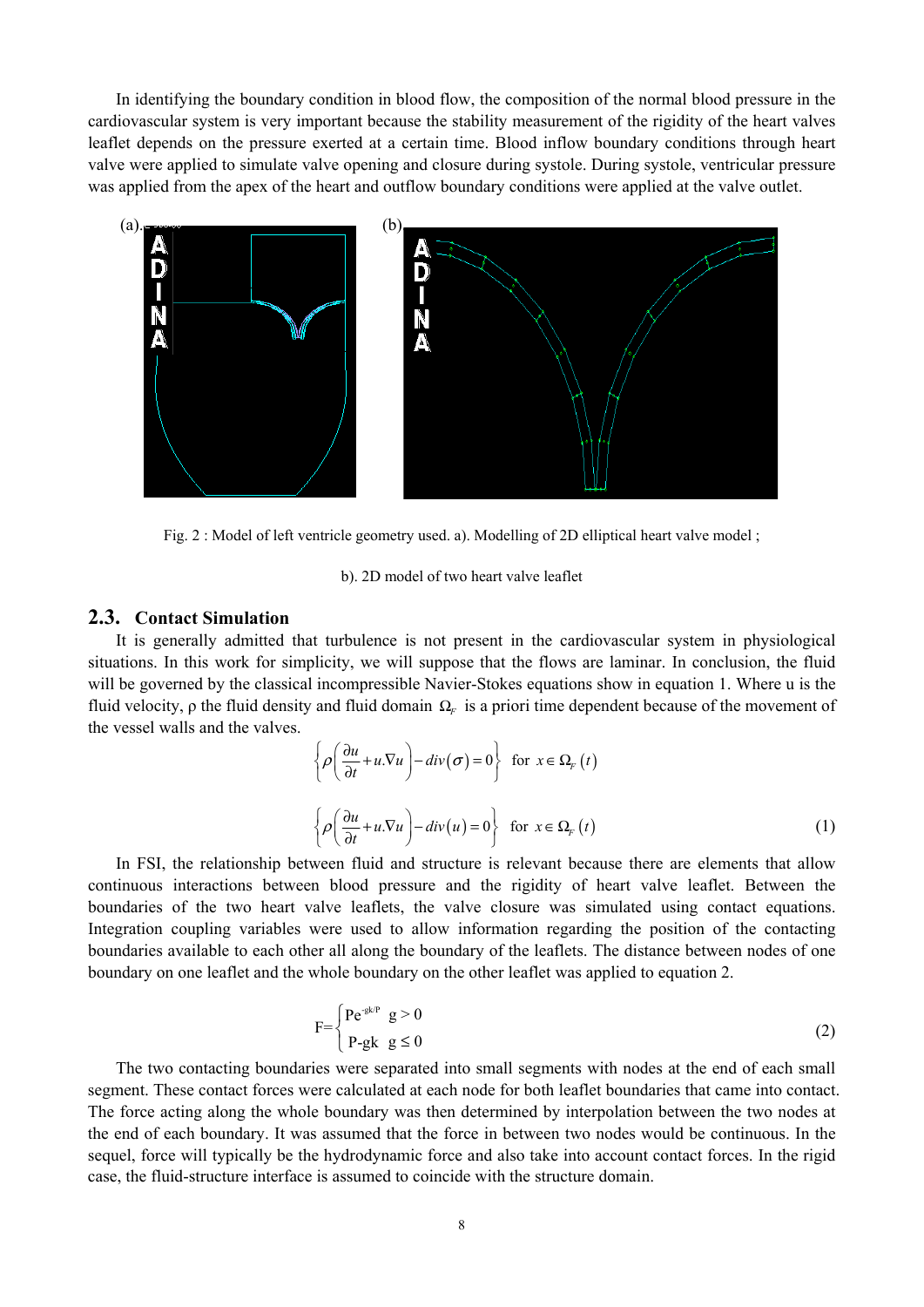In identifying the boundary condition in blood flow, the composition of the normal blood pressure in the cardiovascular system is very important because the stability measurement of the rigidity of the heart valves leaflet depends on the pressure exerted at a certain time. Blood inflow boundary conditions through heart valve were applied to simulate valve opening and closure during systole. During systole, ventricular pressure was applied from the apex of the heart and outflow boundary conditions were applied at the valve outlet.

Fig. 2 : Model of left ventricle geometry used. a). Modelling of 2D elliptical heart valve model ;

b). 2D model of two heart valve leaflet

## 2.3. Contact Simulation

It is generally admitted that turbulence is not present in the cardiovascular system in physiological situations. In this work for simplicity, we will suppose that the flows are laminar. In conclusion, the fluid will be governed by the classical incompressible Navier-Stokes equations show in equation 1. Where u is the fluid velocity, ρ the fluid density and fluid domain $\Omega_F$ is a priori time dependent because of the movement of the vessel walls and the valves.

$$\left\{\rho\left(\frac{\partial u}{\partial t}+u.\nabla u\right)-div(\sigma)=0\right\} \quad \text{for } x\in\Omega_F(t)$$

$$\left\{\rho\left(\frac{\partial u}{\partial t}+u.\nabla u\right)-div(u)=0\right\} \quad \text{for } x\in\Omega_F(t) \tag{1}$$

In FSI, the relationship between fluid and structure is relevant because there are elements that allow continuous interactions between blood pressure and the rigidity of heart valve leaflet. Between the boundaries of the two heart valve leaflets, the valve closure was simulated using contact equations. Integration coupling variables were used to allow information regarding the position of the contacting boundaries available to each other all along the boundary of the leaflets. The distance between nodes of one boundary on one leaflet and the whole boundary on the other leaflet was applied to equation 2.

$$F=\begin{cases}Pe^{-gk/P} & g>0\\ P-gk & g\leq 0\end{cases} \tag{2}$$

The two contacting boundaries were separated into small segments with nodes at the end of each small segment. These contact forces were calculated at each node for both leaflet boundaries that came into contact. The force acting along the whole boundary was then determined by interpolation between the two nodes at the end of each boundary. It was assumed that the force in between two nodes would be continuous. In the sequel, force will typically be the hydrodynamic force and also take into account contact forces. In the rigid case, the fluid-structure interface is assumed to coincide with the structure domain.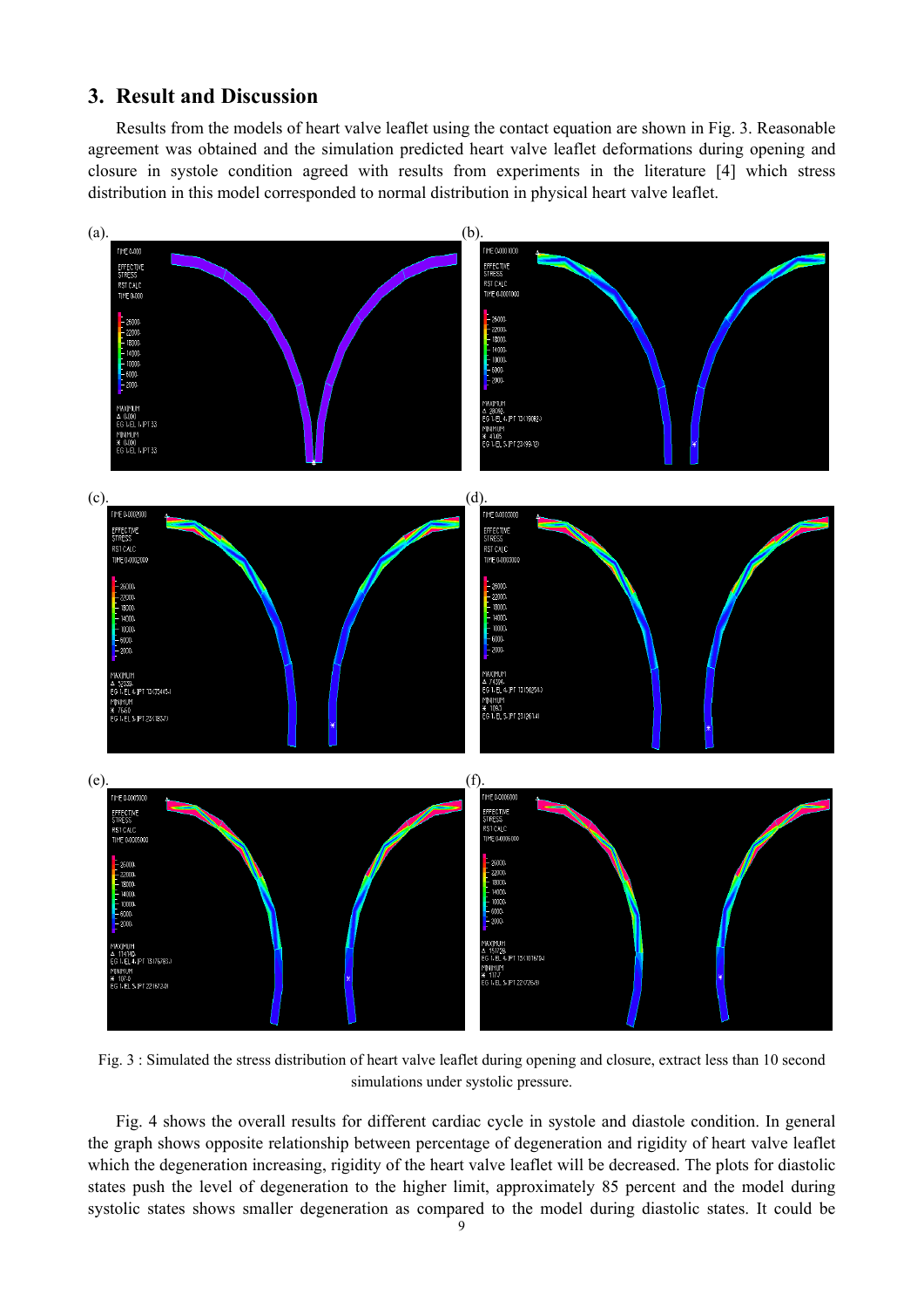## 3. Result and Discussion

Results from the models of heart valve leaflet using the contact equation are shown in Fig. 3. Reasonable agreement was obtained and the simulation predicted heart valve leaflet deformations during opening and closure in systole condition agreed with results from experiments in the literature [4] which stress distribution in this model corresponded to normal distribution in physical heart valve leaflet.

Fig. 3 : Simulated the stress distribution of heart valve leaflet during opening and closure, extract less than 10 second simulations under systolic pressure.

Fig. 4 shows the overall results for different cardiac cycle in systole and diastole condition. In general the graph shows opposite relationship between percentage of degeneration and rigidity of heart valve leaflet which the degeneration increasing, rigidity of the heart valve leaflet will be decreased. The plots for diastolic states push the level of degeneration to the higher limit, approximately 85 percent and the model during systolic states shows smaller degeneration as compared to the model during diastolic states. It could be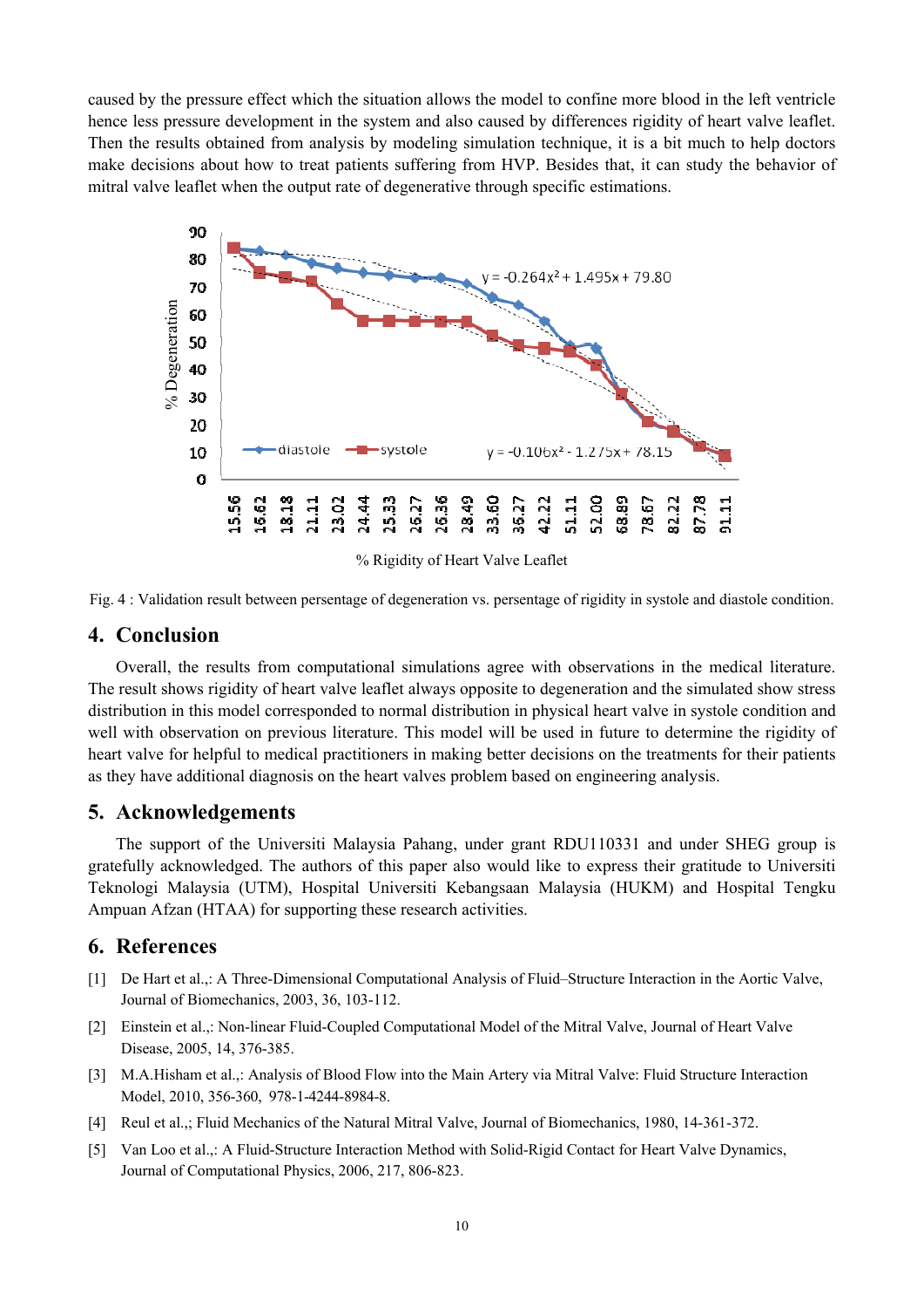caused by the pressure effect which the situation allows the model to confine more blood in the left ventricle hence less pressure development in the system and also caused by differences rigidity of heart valve leaflet. Then the results obtained from analysis by modeling simulation technique, it is a bit much to help doctors make decisions about how to treat patients suffering from HVP. Besides that, it can study the behavior of mitral valve leaflet when the output rate of degenerative through specific estimations.

90
80
70
60
50
40
30
20
10
0

% Degeneration

y = -0.264x² + 1.495x + 79.80

diastole    systole

y = -0.106x² - 1.275x + 78.15

15.56 16.62 18.18 21.11 23.02 24.44 25.33 26.27 26.36 28.49 33.60 36.27 42.22 51.11 52.00 68.89 78.67 82.22 87.78 91.11

% Rigidity of Heart Valve Leaflet

Fig. 4 : Validation result between persentage of degeneration vs. persentage of rigidity in systole and diastole condition.

## 4. Conclusion

Overall, the results from computational simulations agree with observations in the medical literature. The result shows rigidity of heart valve leaflet always opposite to degeneration and the simulated show stress distribution in this model corresponded to normal distribution in physical heart valve in systole condition and well with observation on previous literature. This model will be used in future to determine the rigidity of heart valve for helpful to medical practitioners in making better decisions on the treatments for their patients as they have additional diagnosis on the heart valves problem based on engineering analysis.

## 5. Acknowledgements

The support of the Universiti Malaysia Pahang, under grant RDU110331 and under SHEG group is gratefully acknowledged. The authors of this paper also would like to express their gratitude to Universiti Teknologi Malaysia (UTM), Hospital Universiti Kebangsaan Malaysia (HUKM) and Hospital Tengku Ampuan Afzan (HTAA) for supporting these research activities.

## 6. References

[1] De Hart et al.,: A Three-Dimensional Computational Analysis of Fluid–Structure Interaction in the Aortic Valve, Journal of Biomechanics, 2003, 36, 103-112.

[2] Einstein et al.,: Non-linear Fluid-Coupled Computational Model of the Mitral Valve, Journal of Heart Valve Disease, 2005, 14, 376-385.

[3] M.A.Hisham et al.,: Analysis of Blood Flow into the Main Artery via Mitral Valve: Fluid Structure Interaction Model, 2010, 356-360, 978-1-4244-8984-8.

[4] Reul et al.,; Fluid Mechanics of the Natural Mitral Valve, Journal of Biomechanics, 1980, 14-361-372.

[5] Van Loo et al.,: A Fluid-Structure Interaction Method with Solid-Rigid Contact for Heart Valve Dynamics, Journal of Computational Physics, 2006, 217, 806-823.